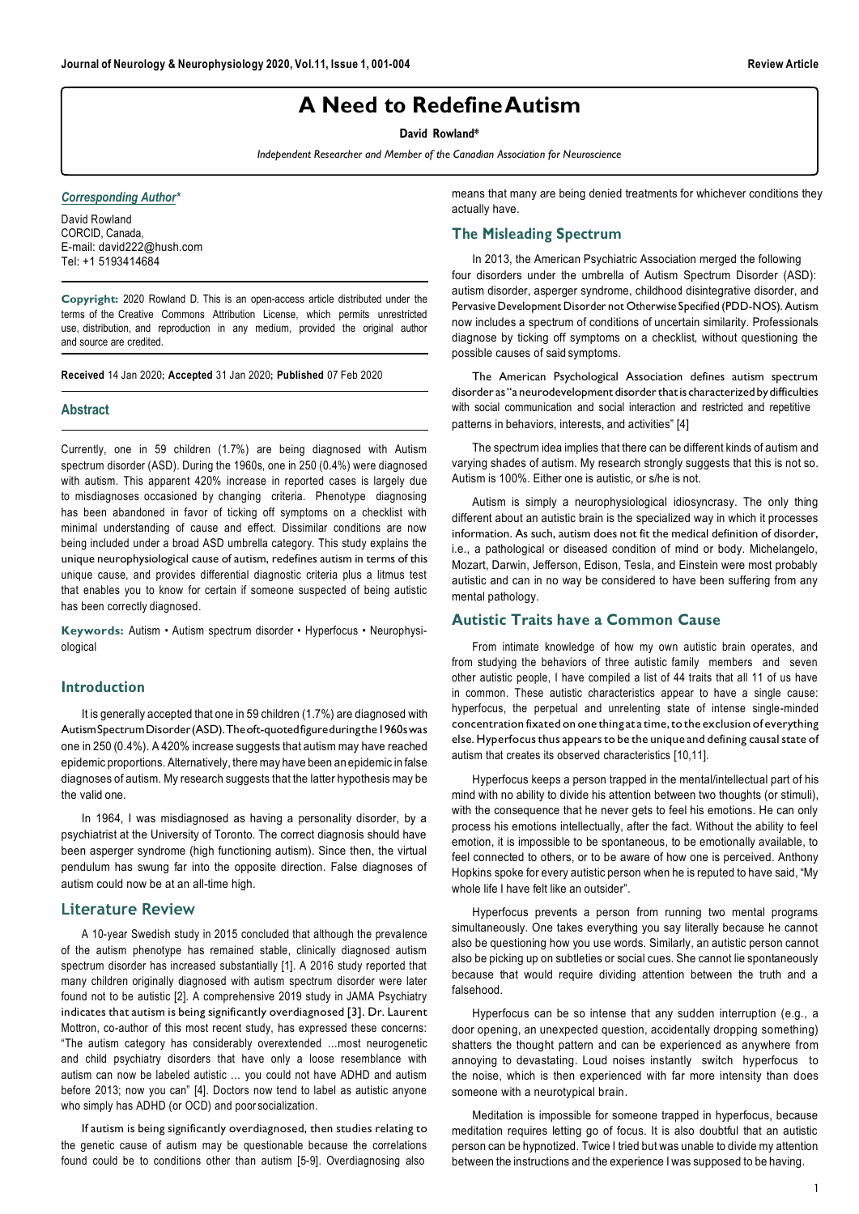Review Article

# A Need to Redefine Autism

**David Rowland***

*Independent Researcher and Member of the Canadian Association for Neuroscience*

***Corresponding Author****

David Rowland
CORCID, Canada,
E-mail: david222@hush.com
Tel: +1 5193414684

**Copyright:** 2020 Rowland D. This is an open-access article distributed under the terms of the Creative Commons Attribution License, which permits unrestricted use, distribution, and reproduction in any medium, provided the original author and source are credited.

**Received** 14 Jan 2020; **Accepted** 31 Jan 2020; **Published** 07 Feb 2020

## Abstract

Currently, one in 59 children (1.7%) are being diagnosed with Autism spectrum disorder (ASD). During the 1960s, one in 250 (0.4%) were diagnosed with autism. This apparent 420% increase in reported cases is largely due to misdiagnoses occasioned by changing criteria. Phenotype diagnosing has been abandoned in favor of ticking off symptoms on a checklist with minimal understanding of cause and effect. Dissimilar conditions are now being included under a broad ASD umbrella category. This study explains the unique neurophysiological cause of autism, redefines autism in terms of this unique cause, and provides differential diagnostic criteria plus a litmus test that enables you to know for certain if someone suspected of being autistic has been correctly diagnosed.

**Keywords:** Autism • Autism spectrum disorder • Hyperfocus • Neurophysiological

## Introduction

It is generally accepted that one in 59 children (1.7%) are diagnosed with Autism Spectrum Disorder (ASD). The oft-quoted figure during the 1960s was one in 250 (0.4%). A 420% increase suggests that autism may have reached epidemic proportions. Alternatively, there may have been an epidemic in false diagnoses of autism. My research suggests that the latter hypothesis may be the valid one.

In 1964, I was misdiagnosed as having a personality disorder, by a psychiatrist at the University of Toronto. The correct diagnosis should have been asperger syndrome (high functioning autism). Since then, the virtual pendulum has swung far into the opposite direction. False diagnoses of autism could now be at an all-time high.

## Literature Review

A 10-year Swedish study in 2015 concluded that although the prevalence of the autism phenotype has remained stable, clinically diagnosed autism spectrum disorder has increased substantially [1]. A 2016 study reported that many children originally diagnosed with autism spectrum disorder were later found not to be autistic [2]. A comprehensive 2019 study in JAMA Psychiatry indicates that autism is being significantly overdiagnosed [3]. Dr. Laurent Mottron, co-author of this most recent study, has expressed these concerns: "The autism category has considerably overextended ...most neurogenetic and child psychiatry disorders that have only a loose resemblance with autism can now be labeled autistic ... you could not have ADHD and autism before 2013; now you can" [4]. Doctors now tend to label as autistic anyone who simply has ADHD (or OCD) and poor socialization.

If autism is being significantly overdiagnosed, then studies relating to the genetic cause of autism may be questionable because the correlations found could be to conditions other than autism [5-9]. Overdiagnosing also means that many are being denied treatments for whichever conditions they actually have.

## The Misleading Spectrum

In 2013, the American Psychiatric Association merged the following four disorders under the umbrella of Autism Spectrum Disorder (ASD): autism disorder, asperger syndrome, childhood disintegrative disorder, and Pervasive Development Disorder not Otherwise Specified (PDD-NOS). Autism now includes a spectrum of conditions of uncertain similarity. Professionals diagnose by ticking off symptoms on a checklist, without questioning the possible causes of said symptoms.

The American Psychological Association defines autism spectrum disorder as "a neurodevelopment disorder that is characterized by difficulties with social communication and social interaction and restricted and repetitive patterns in behaviors, interests, and activities" [4]

The spectrum idea implies that there can be different kinds of autism and varying shades of autism. My research strongly suggests that this is not so. Autism is 100%. Either one is autistic, or s/he is not.

Autism is simply a neurophysiological idiosyncrasy. The only thing different about an autistic brain is the specialized way in which it processes information. As such, autism does not fit the medical definition of disorder, i.e., a pathological or diseased condition of mind or body. Michelangelo, Mozart, Darwin, Jefferson, Edison, Tesla, and Einstein were most probably autistic and can in no way be considered to have been suffering from any mental pathology.

## Autistic Traits have a Common Cause

From intimate knowledge of how my own autistic brain operates, and from studying the behaviors of three autistic family members and seven other autistic people, I have compiled a list of 44 traits that all 11 of us have in common. These autistic characteristics appear to have a single cause: hyperfocus, the perpetual and unrelenting state of intense single-minded concentration fixated on one thing at a time, to the exclusion of everything else. Hyperfocus thus appears to be the unique and defining causal state of autism that creates its observed characteristics [10,11].

Hyperfocus keeps a person trapped in the mental/intellectual part of his mind with no ability to divide his attention between two thoughts (or stimuli), with the consequence that he never gets to feel his emotions. He can only process his emotions intellectually, after the fact. Without the ability to feel emotion, it is impossible to be spontaneous, to be emotionally available, to feel connected to others, or to be aware of how one is perceived. Anthony Hopkins spoke for every autistic person when he is reputed to have said, "My whole life I have felt like an outsider".

Hyperfocus prevents a person from running two mental programs simultaneously. One takes everything you say literally because he cannot also be questioning how you use words. Similarly, an autistic person cannot also be picking up on subtleties or social cues. She cannot lie spontaneously because that would require dividing attention between the truth and a falsehood.

Hyperfocus can be so intense that any sudden interruption (e.g., a door opening, an unexpected question, accidentally dropping something) shatters the thought pattern and can be experienced as anywhere from annoying to devastating. Loud noises instantly switch hyperfocus to the noise, which is then experienced with far more intensity than does someone with a neurotypical brain.

Meditation is impossible for someone trapped in hyperfocus, because meditation requires letting go of focus. It is also doubtful that an autistic person can be hypnotized. Twice I tried but was unable to divide my attention between the instructions and the experience I was supposed to be having.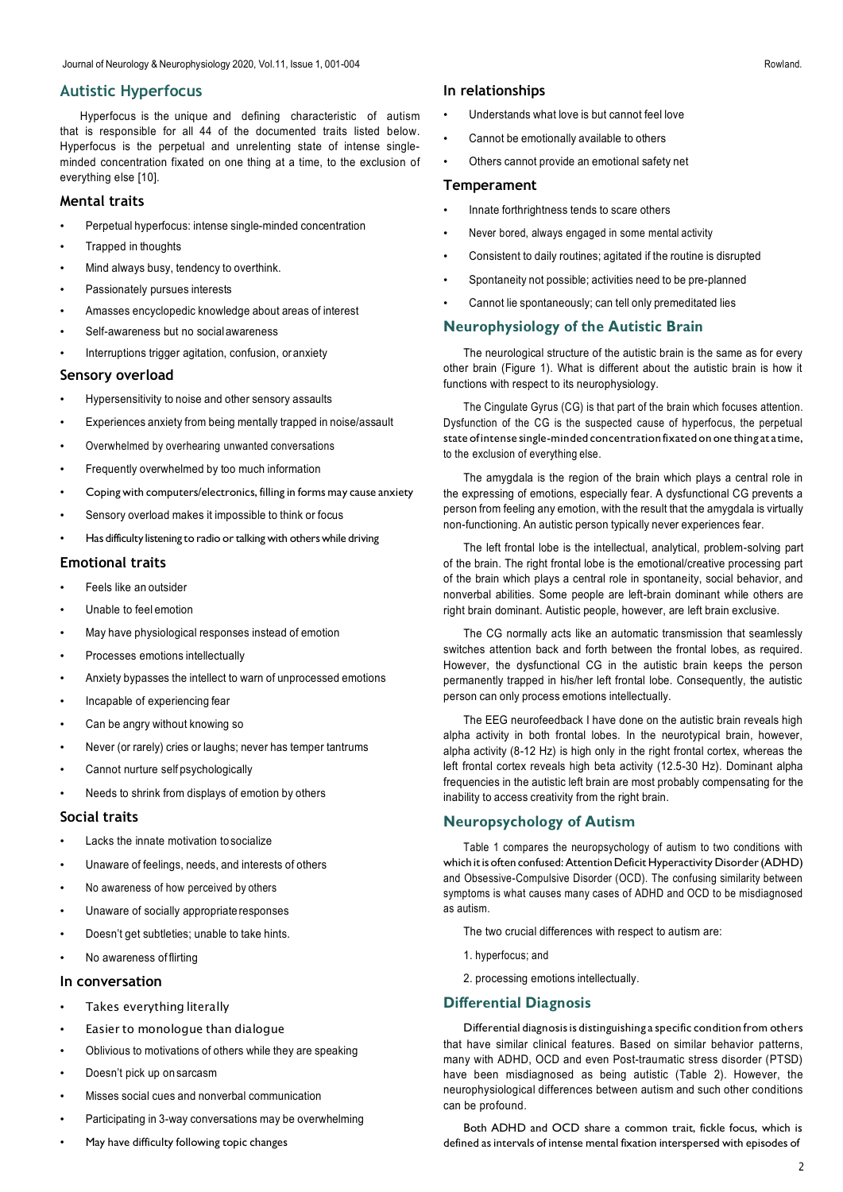## Autistic Hyperfocus

Hyperfocus is the unique and defining characteristic of autism that is responsible for all 44 of the documented traits listed below. Hyperfocus is the perpetual and unrelenting state of intense single-minded concentration fixated on one thing at a time, to the exclusion of everything else [10].

### Mental traits

- Perpetual hyperfocus: intense single-minded concentration
- Trapped in thoughts
- Mind always busy, tendency to overthink.
- Passionately pursues interests
- Amasses encyclopedic knowledge about areas of interest
- Self-awareness but no social awareness
- Interruptions trigger agitation, confusion, or anxiety

### Sensory overload

- Hypersensitivity to noise and other sensory assaults
- Experiences anxiety from being mentally trapped in noise/assault
- Overwhelmed by overhearing unwanted conversations
- Frequently overwhelmed by too much information
- Coping with computers/electronics, filling in forms may cause anxiety
- Sensory overload makes it impossible to think or focus
- Has difficulty listening to radio or talking with others while driving

### Emotional traits

- Feels like an outsider
- Unable to feel emotion
- May have physiological responses instead of emotion
- Processes emotions intellectually
- Anxiety bypasses the intellect to warn of unprocessed emotions
- Incapable of experiencing fear
- Can be angry without knowing so
- Never (or rarely) cries or laughs; never has temper tantrums
- Cannot nurture self psychologically
- Needs to shrink from displays of emotion by others

### Social traits

- Lacks the innate motivation to socialize
- Unaware of feelings, needs, and interests of others
- No awareness of how perceived by others
- Unaware of socially appropriate responses
- Doesn't get subtleties; unable to take hints.
- No awareness of flirting

### In conversation

- Takes everything literally
- Easier to monologue than dialogue
- Oblivious to motivations of others while they are speaking
- Doesn't pick up on sarcasm
- Misses social cues and nonverbal communication
- Participating in 3-way conversations may be overwhelming
- May have difficulty following topic changes

### In relationships

- Understands what love is but cannot feel love
- Cannot be emotionally available to others
- Others cannot provide an emotional safety net

### Temperament

- Innate forthrightness tends to scare others
- Never bored, always engaged in some mental activity
- Consistent to daily routines; agitated if the routine is disrupted
- Spontaneity not possible; activities need to be pre-planned
- Cannot lie spontaneously; can tell only premeditated lies

## Neurophysiology of the Autistic Brain

The neurological structure of the autistic brain is the same as for every other brain (Figure 1). What is different about the autistic brain is how it functions with respect to its neurophysiology.

The Cingulate Gyrus (CG) is that part of the brain which focuses attention. Dysfunction of the CG is the suspected cause of hyperfocus, the perpetual state of intense single-minded concentration fixated on one thing at a time, to the exclusion of everything else.

The amygdala is the region of the brain which plays a central role in the expressing of emotions, especially fear. A dysfunctional CG prevents a person from feeling any emotion, with the result that the amygdala is virtually non-functioning. An autistic person typically never experiences fear.

The left frontal lobe is the intellectual, analytical, problem-solving part of the brain. The right frontal lobe is the emotional/creative processing part of the brain which plays a central role in spontaneity, social behavior, and nonverbal abilities. Some people are left-brain dominant while others are right brain dominant. Autistic people, however, are left brain exclusive.

The CG normally acts like an automatic transmission that seamlessly switches attention back and forth between the frontal lobes, as required. However, the dysfunctional CG in the autistic brain keeps the person permanently trapped in his/her left frontal lobe. Consequently, the autistic person can only process emotions intellectually.

The EEG neurofeedback I have done on the autistic brain reveals high alpha activity in both frontal lobes. In the neurotypical brain, however, alpha activity (8-12 Hz) is high only in the right frontal cortex, whereas the left frontal cortex reveals high beta activity (12.5-30 Hz). Dominant alpha frequencies in the autistic left brain are most probably compensating for the inability to access creativity from the right brain.

## Neuropsychology of Autism

Table 1 compares the neuropsychology of autism to two conditions with which it is often confused: Attention Deficit Hyperactivity Disorder (ADHD) and Obsessive-Compulsive Disorder (OCD). The confusing similarity between symptoms is what causes many cases of ADHD and OCD to be misdiagnosed as autism.

The two crucial differences with respect to autism are:

1. hyperfocus; and
2. processing emotions intellectually.

## Differential Diagnosis

Differential diagnosis is distinguishing a specific condition from others that have similar clinical features. Based on similar behavior patterns, many with ADHD, OCD and even Post-traumatic stress disorder (PTSD) have been misdiagnosed as being autistic (Table 2). However, the neurophysiological differences between autism and such other conditions can be profound.

Both ADHD and OCD share a common trait, fickle focus, which is defined as intervals of intense mental fixation interspersed with episodes of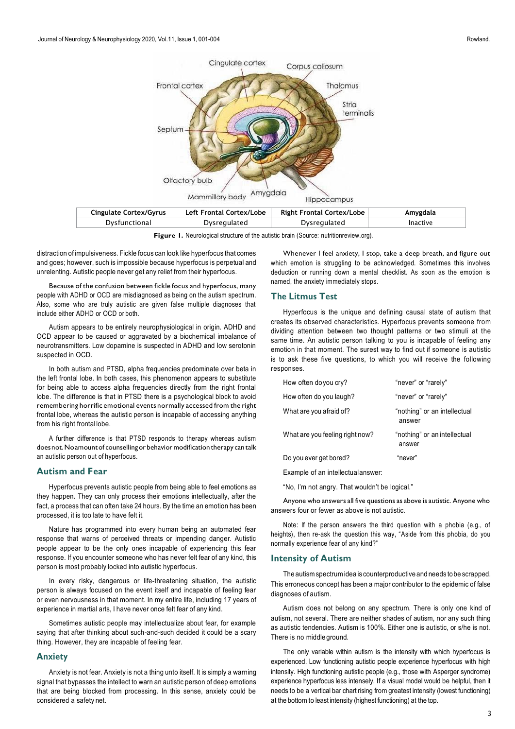| Cingulate Cortex/Gyrus | Left Frontal Cortex/Lobe | Right Frontal Cortex/Lobe | Amygdala |
| --- | --- | --- | --- |
| Dysfunctional | Dysregulated | Dysregulated | Inactive |

**Figure 1.** Neurological structure of the autistic brain (Source: nutritionreview.org).

distraction of impulsiveness. Fickle focus can look like hyperfocus that comes and goes; however, such is impossible because hyperfocus is perpetual and unrelenting. Autistic people never get any relief from their hyperfocus.

Because of the confusion between fickle focus and hyperfocus, many people with ADHD or OCD are misdiagnosed as being on the autism spectrum. Also, some who are truly autistic are given false multiple diagnoses that include either ADHD or OCD or both.

Autism appears to be entirely neurophysiological in origin. ADHD and OCD appear to be caused or aggravated by a biochemical imbalance of neurotransmitters. Low dopamine is suspected in ADHD and low serotonin suspected in OCD.

In both autism and PTSD, alpha frequencies predominate over beta in the left frontal lobe. In both cases, this phenomenon appears to substitute for being able to access alpha frequencies directly from the right frontal lobe. The difference is that in PTSD there is a psychological block to avoid remembering horrific emotional events normally accessed from the right frontal lobe, whereas the autistic person is incapable of accessing anything from his right frontal lobe.

A further difference is that PTSD responds to therapy whereas autism does not. No amount of counselling or behavior modification therapy can talk an autistic person out of hyperfocus.

## Autism and Fear

Hyperfocus prevents autistic people from being able to feel emotions as they happen. They can only process their emotions intellectually, after the fact, a process that can often take 24 hours. By the time an emotion has been processed, it is too late to have felt it.

Nature has programmed into every human being an automated fear response that warns of perceived threats or impending danger. Autistic people appear to be the only ones incapable of experiencing this fear response. If you encounter someone who has never felt fear of any kind, this person is most probably locked into autistic hyperfocus.

In every risky, dangerous or life-threatening situation, the autistic person is always focused on the event itself and incapable of feeling fear or even nervousness in that moment. In my entire life, including 17 years of experience in martial arts, I have never once felt fear of any kind.

Sometimes autistic people may intellectualize about fear, for example saying that after thinking about such-and-such decided it could be a scary thing. However, they are incapable of feeling fear.

## Anxiety

Anxiety is not fear. Anxiety is not a thing unto itself. It is simply a warning signal that bypasses the intellect to warn an autistic person of deep emotions that are being blocked from processing. In this sense, anxiety could be considered a safety net.

Whenever I feel anxiety, I stop, take a deep breath, and figure out which emotion is struggling to be acknowledged. Sometimes this involves deduction or running down a mental checklist. As soon as the emotion is named, the anxiety immediately stops.

## The Litmus Test

Hyperfocus is the unique and defining causal state of autism that creates its observed characteristics. Hyperfocus prevents someone from dividing attention between two thought patterns or two stimuli at the same time. An autistic person talking to you is incapable of feeling any emotion in that moment. The surest way to find out if someone is autistic is to ask these five questions, to which you will receive the following responses.

| | |
| --- | --- |
| How often do you cry? | "never" or "rarely" |
| How often do you laugh? | "never" or "rarely" |
| What are you afraid of? | "nothing" or an intellectual answer |
| What are you feeling right now? | "nothing" or an intellectual answer |
| Do you ever get bored? | "never" |

Example of an intellectual answer:

"No, I'm not angry. That wouldn't be logical."

Anyone who answers all five questions as above is autistic. Anyone who answers four or fewer as above is not autistic.

Note: If the person answers the third question with a phobia (e.g., of heights), then re-ask the question this way, "Aside from this phobia, do you normally experience fear of any kind?"

## Intensity of Autism

The autism spectrum idea is counterproductive and needs to be scrapped. This erroneous concept has been a major contributor to the epidemic of false diagnoses of autism.

Autism does not belong on any spectrum. There is only one kind of autism, not several. There are neither shades of autism, nor any such thing as autistic tendencies. Autism is 100%. Either one is autistic, or s/he is not. There is no middle ground.

The only variable within autism is the intensity with which hyperfocus is experienced. Low functioning autistic people experience hyperfocus with high intensity. High functioning autistic people (e.g., those with Asperger syndrome) experience hyperfocus less intensely. If a visual model would be helpful, then it needs to be a vertical bar chart rising from greatest intensity (lowest functioning) at the bottom to least intensity (highest functioning) at the top.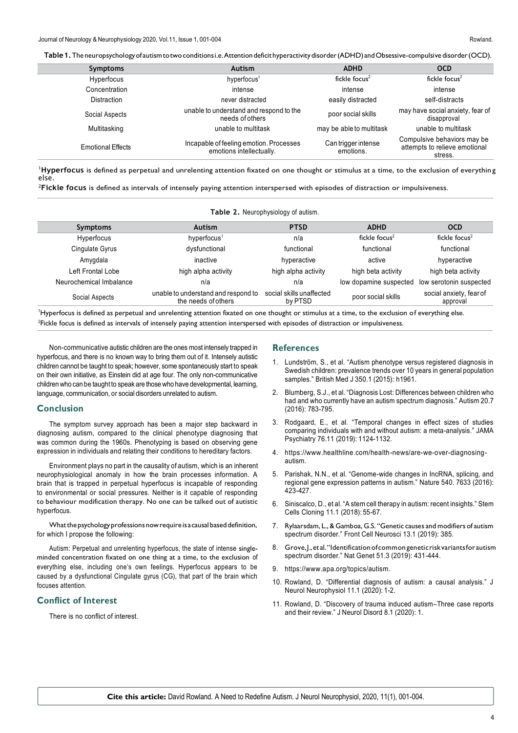**Table 1.** The neuropsychology of autism to two conditions i.e. Attention deficit hyperactivity disorder (ADHD) and Obsessive-compulsive disorder (OCD).

| Symptoms | Autism | ADHD | OCD |
|---|---|---|---|
| Hyperfocus | hyperfocus[1] | fickle focus[2] | fickle focus[2] |
| Concentration | intense | intense | intense |
| Distraction | never distracted | easily distracted | self-distracts |
| Social Aspects | unable to understand and respond to the needs of others | poor social skills | may have social anxiety, fear of disapproval |
| Multitasking | unable to multitask | may be able to multitask | unable to multitask |
| Emotional Effects | Incapable of feeling emotion. Processes emotions intellectually. | Can trigger intense emotions. | Compulsive behaviors may be attempts to relieve emotional stress. |

[1]**Hyperfocus** is defined as perpetual and unrelenting attention fixated on one thought or stimulus at a time, to the exclusion of everything else.

[2]**Fickle focus** is defined as intervals of intensely paying attention interspersed with episodes of distraction or impulsiveness.

**Table 2.** Neurophysiology of autism.

| Symptoms | Autism | PTSD | ADHD | OCD |
|---|---|---|---|---|
| Hyperfocus | hyperfocus[1] | n/a | fickle focus[2] | fickle focus[2] |
| Cingulate Gyrus | dysfunctional | functional | functional | functional |
| Amygdala | inactive | hyperactive | active | hyperactive |
| Left Frontal Lobe | high alpha activity | high alpha activity | high beta activity | high beta activity |
| Neurochemical Imbalance | n/a | n/a | low dopamine suspected | low serotonin suspected |
| Social Aspects | unable to understand and respond to the needs of others | social skills unaffected by PTSD | poor social skills | social anxiety, fear of approval |

[1]Hyperfocus is defined as perpetual and unrelenting attention fixated on one thought or stimulus at a time, to the exclusion of everything else.

[2]Fickle focus is defined as intervals of intensely paying attention interspersed with episodes of distraction or impulsiveness.

Non-communicative autistic children are the ones most intensely trapped in hyperfocus, and there is no known way to bring them out of it. Intensely autistic children cannot be taught to speak; however, some spontaneously start to speak on their own initiative, as Einstein did at age four. The only non-communicative children who can be taught to speak are those who have developmental, learning, language, communication, or social disorders unrelated to autism.

## Conclusion

The symptom survey approach has been a major step backward in diagnosing autism, compared to the clinical phenotype diagnosing that was common during the 1960s. Phenotyping is based on observing gene expression in individuals and relating their conditions to hereditary factors.

Environment plays no part in the causality of autism, which is an inherent neurophysiological anomaly in how the brain processes information. A brain that is trapped in perpetual hyperfocus is incapable of responding to environmental or social pressures. Neither is it capable of responding to behaviour modification therapy. No one can be talked out of autistic hyperfocus.

What the psychology professions now require is a causal based definition, for which I propose the following:

Autism: Perpetual and unrelenting hyperfocus, the state of intense single-minded concentration fixated on one thing at a time, to the exclusion of everything else, including one's own feelings. Hyperfocus appears to be caused by a dysfunctional Cingulate gyrus (CG), that part of the brain which focuses attention.

## Conflict of Interest

There is no conflict of interest.

## References

1. Lundström, S., et al. "Autism phenotype versus registered diagnosis in Swedish children: prevalence trends over 10 years in general population samples." British Med J 350.1 (2015): h1961.
2. Blumberg, S.J., et al. "Diagnosis Lost: Differences between children who had and who currently have an autism spectrum diagnosis." Autism 20.7 (2016): 783-795.
3. Rodgaard, E., et al. "Temporal changes in effect sizes of studies comparing individuals with and without autism: a meta-analysis." JAMA Psychiatry 76.11 (2019): 1124-1132.
4. https://www.healthline.com/health-news/are-we-over-diagnosing-autism.
5. Parishak, N.N., et al. "Genome-wide changes in lncRNA, splicing, and regional gene expression patterns in autism." Nature 540. 7633 (2016): 423-427.
6. Siniscalco, D., et al. "A stem cell therapy in autism: recent insights." Stem Cells Cloning 11.1 (2018): 55-67.
7. Rylaarsdam, L., & Gamboa, G.S. "Genetic causes and modifiers of autism spectrum disorder." Front Cell Neurosci 13.1 (2019): 385.
8. Grove, J., et al. "Identification of common genetic risk variants for autism spectrum disorder." Nat Genet 51.3 (2019): 431-444.
9. https://www.apa.org/topics/autism.
10. Rowland, D. "Differential diagnosis of autism: a causal analysis." J Neurol Neurophysiol 11.1 (2020): 1-2.
11. Rowland, D. "Discovery of trauma induced autism–Three case reports and their review." J Neurol Disord 8.1 (2020): 1.

**Cite this article:** David Rowland. A Need to Redefine Autism. J Neurol Neurophysiol, 2020, 11(1), 001-004.